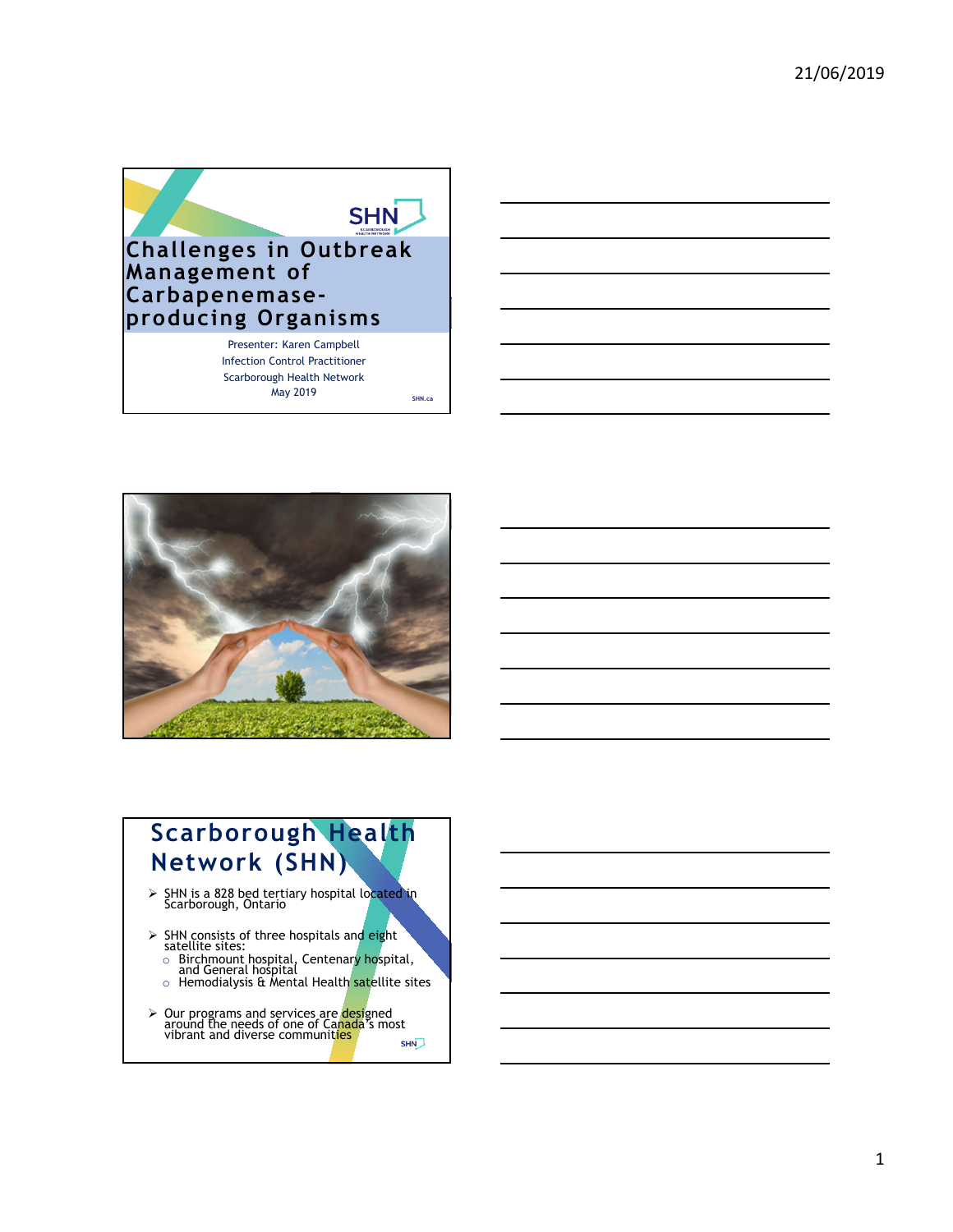# Challenges in Outbreak Management of Carbapenemase-producing Organisms

Presenter: Karen Campbell
Infection Control Practitioner
Scarborough Health Network
May 2019

## Scarborough Health Network (SHN)

- SHN is a 828 bed tertiary hospital located in Scarborough, Ontario
- SHN consists of three hospitals and eight satellite sites:
  - Birchmount hospital, Centenary hospital, and General hospital
  - Hemodialysis & Mental Health satellite sites
- Our programs and services are designed around the needs of one of Canada's most vibrant and diverse communities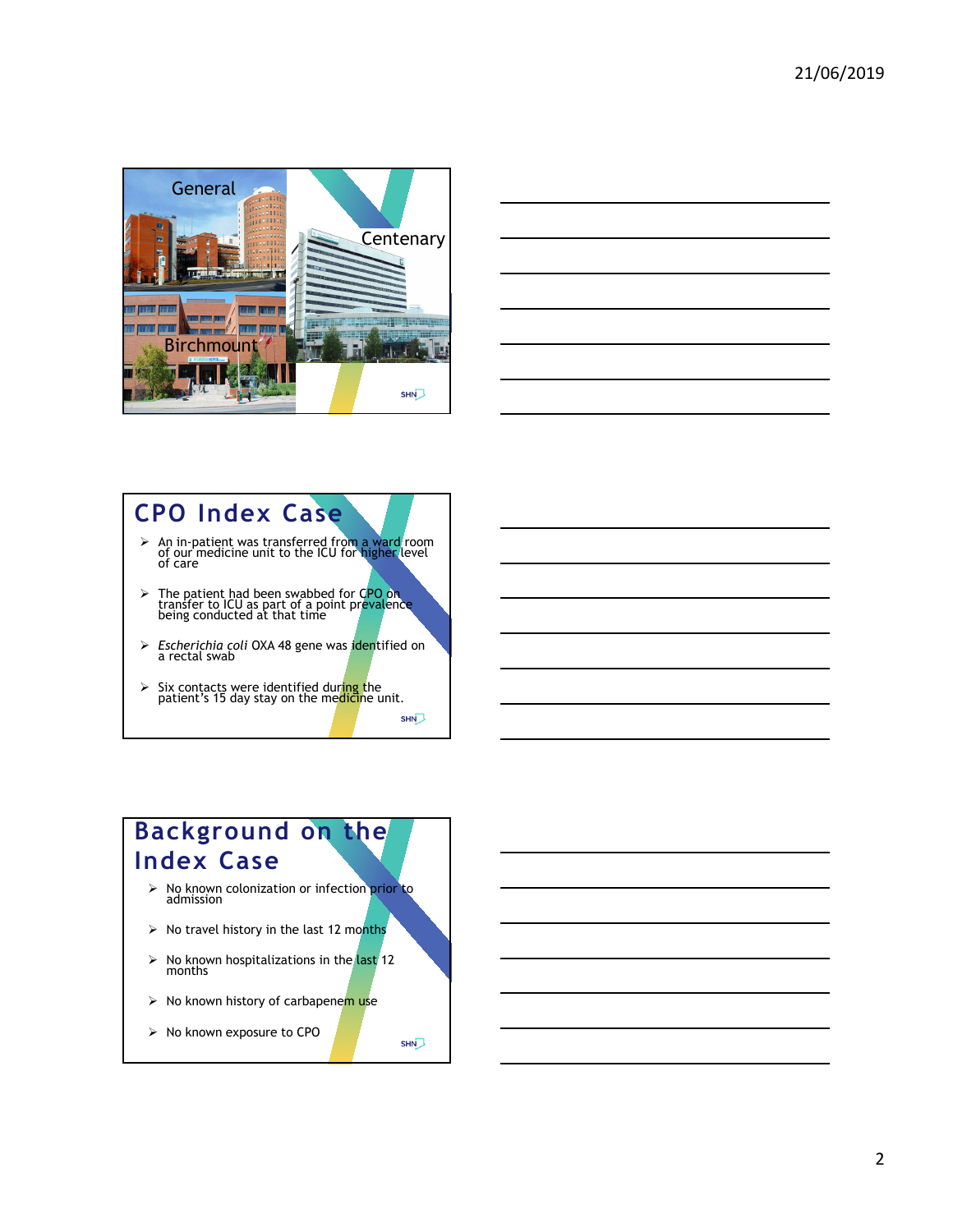General

Centenary

Birchmount

## CPO Index Case

- An in-patient was transferred from a ward room of our medicine unit to the ICU for higher level of care
- The patient had been swabbed for CPO on transfer to ICU as part of a point prevalence being conducted at that time
- *Escherichia coli* OXA 48 gene was identified on a rectal swab
- Six contacts were identified during the patient's 15 day stay on the medicine unit.

## Background on the Index Case

- No known colonization or infection prior to admission
- No travel history in the last 12 months
- No known hospitalizations in the last 12 months
- No known history of carbapenem use
- No known exposure to CPO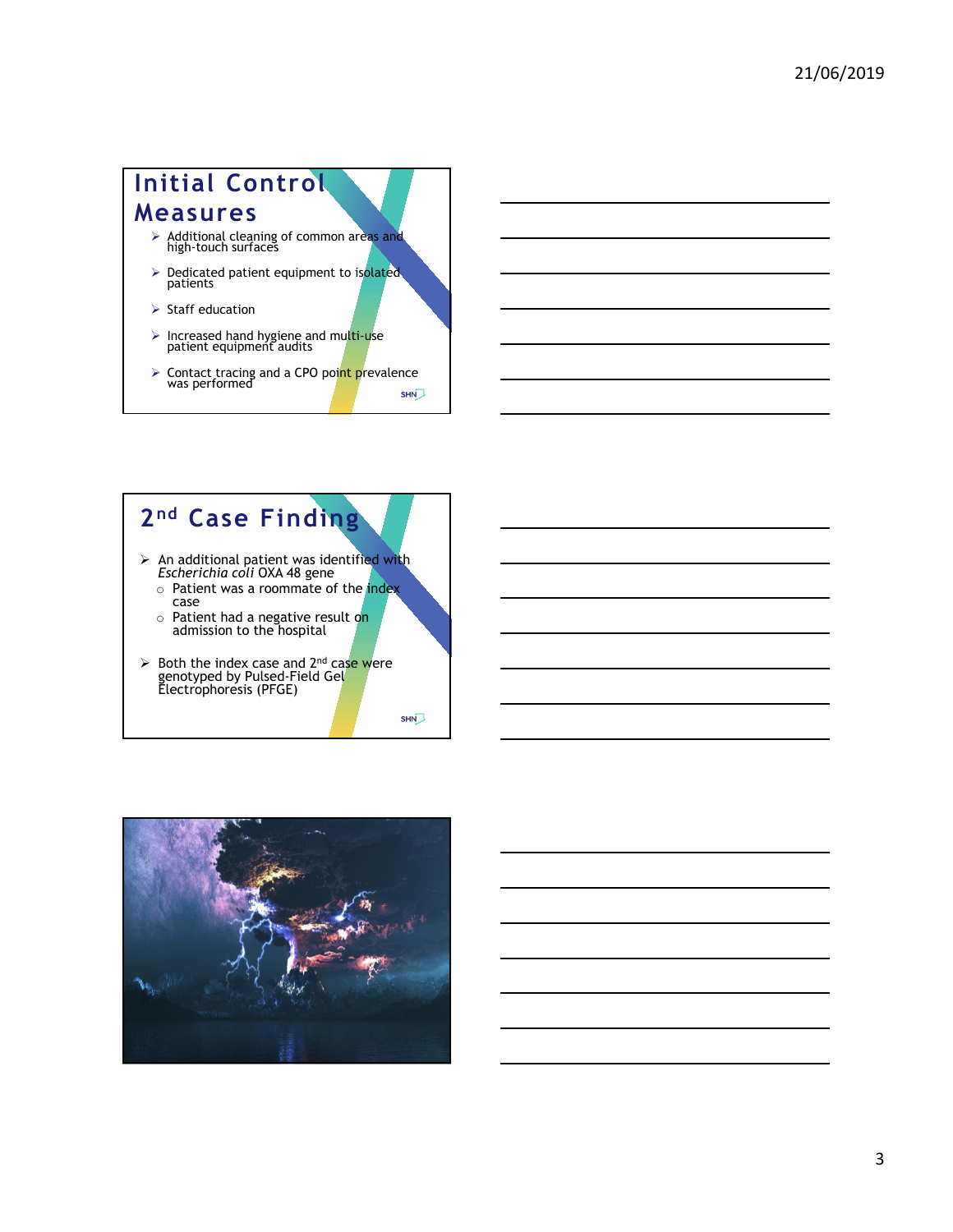## Initial Control Measures

- Additional cleaning of common areas and high-touch surfaces
- Dedicated patient equipment to isolated patients
- Staff education
- Increased hand hygiene and multi-use patient equipment audits
- Contact tracing and a CPO point prevalence was performed

## 2nd Case Finding

- An additional patient was identified with *Escherichia coli* OXA 48 gene
  - Patient was a roommate of the index case
  - Patient had a negative result on admission to the hospital
- Both the index case and 2nd case were genotyped by Pulsed-Field Gel Electrophoresis (PFGE)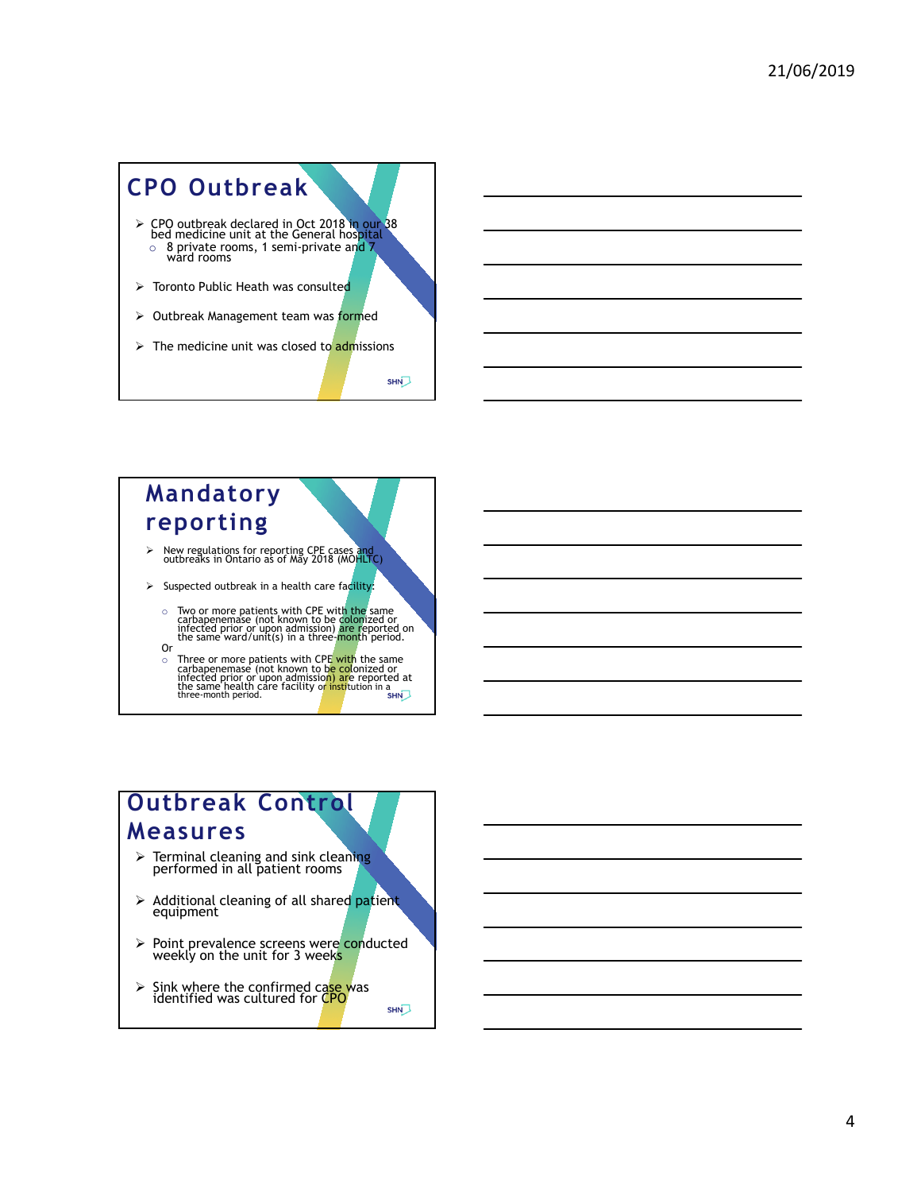## CPO Outbreak

- CPO outbreak declared in Oct 2018 in our 38 bed medicine unit at the General hospital
  - 8 private rooms, 1 semi-private and 7 ward rooms
- Toronto Public Heath was consulted
- Outbreak Management team was formed
- The medicine unit was closed to admissions

## Mandatory reporting

- New regulations for reporting CPE cases and outbreaks in Ontario as of May 2018 (MOHLTC)
- Suspected outbreak in a health care facility:
  - Two or more patients with CPE with the same carbapenemase (not known to be colonized or infected prior or upon admission) are reported on the same ward/unit(s) in a three-month period.

  Or
  - Three or more patients with CPE with the same carbapenemase (not known to be colonized or infected prior or upon admission) are reported at the same health care facility or institution in a three-month period.

## Outbreak Control Measures

- Terminal cleaning and sink cleaning performed in all patient rooms
- Additional cleaning of all shared patient equipment
- Point prevalence screens were conducted weekly on the unit for 3 weeks
- Sink where the confirmed case was identified was cultured for CPO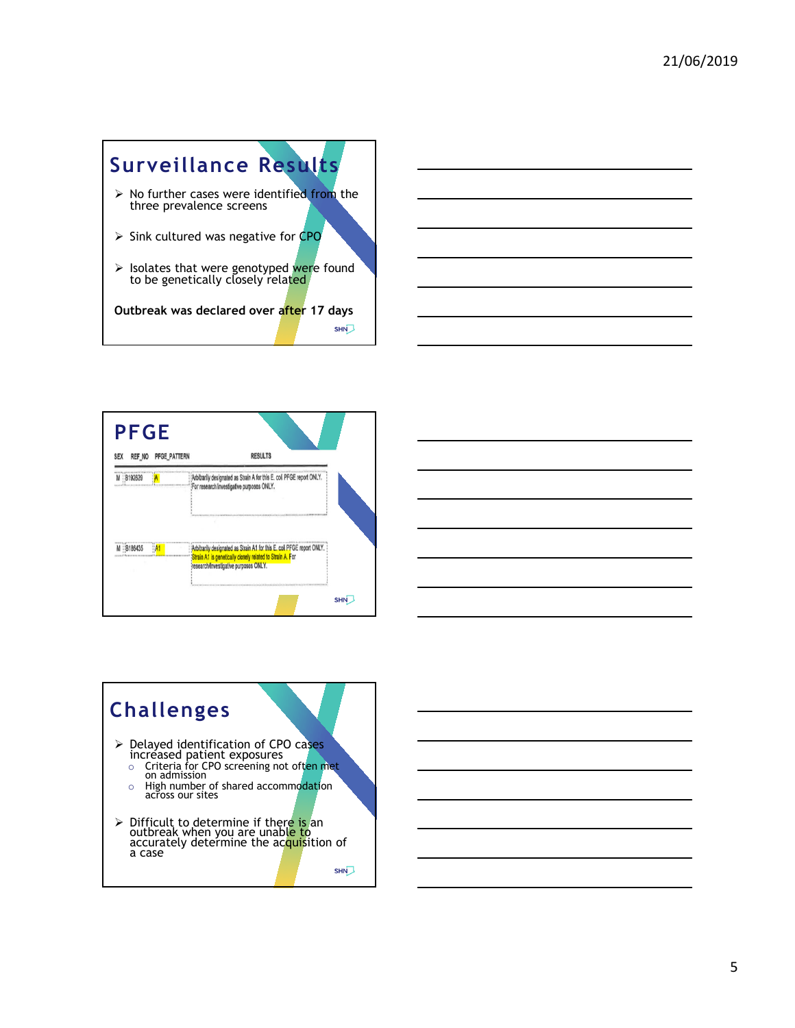## Surveillance Results

- No further cases were identified from the three prevalence screens
- Sink cultured was negative for CPO
- Isolates that were genotyped were found to be genetically closely related

**Outbreak was declared over after 17 days**

## PFGE

| SEX | REF_NO | PFGE_PATTERN | RESULTS |
|---|---|---|---|
| M | B190526 | A | Arbitrarily designated as Strain A for this E. coli PFGE report ONLY. For research/investigative purposes ONLY. |
| M | B186435 | A1 | Arbitrarily designated as Strain A1 for this E. coli PFGE report ONLY. Strain A1 is genetically closely related to Strain A. For research/investigative purposes ONLY. |

## Challenges

- Delayed identification of CPO cases increased patient exposures
  - Criteria for CPO screening not often met on admission
  - High number of shared accommodation across our sites
- Difficult to determine if there is an outbreak when you are unable to accurately determine the acquisition of a case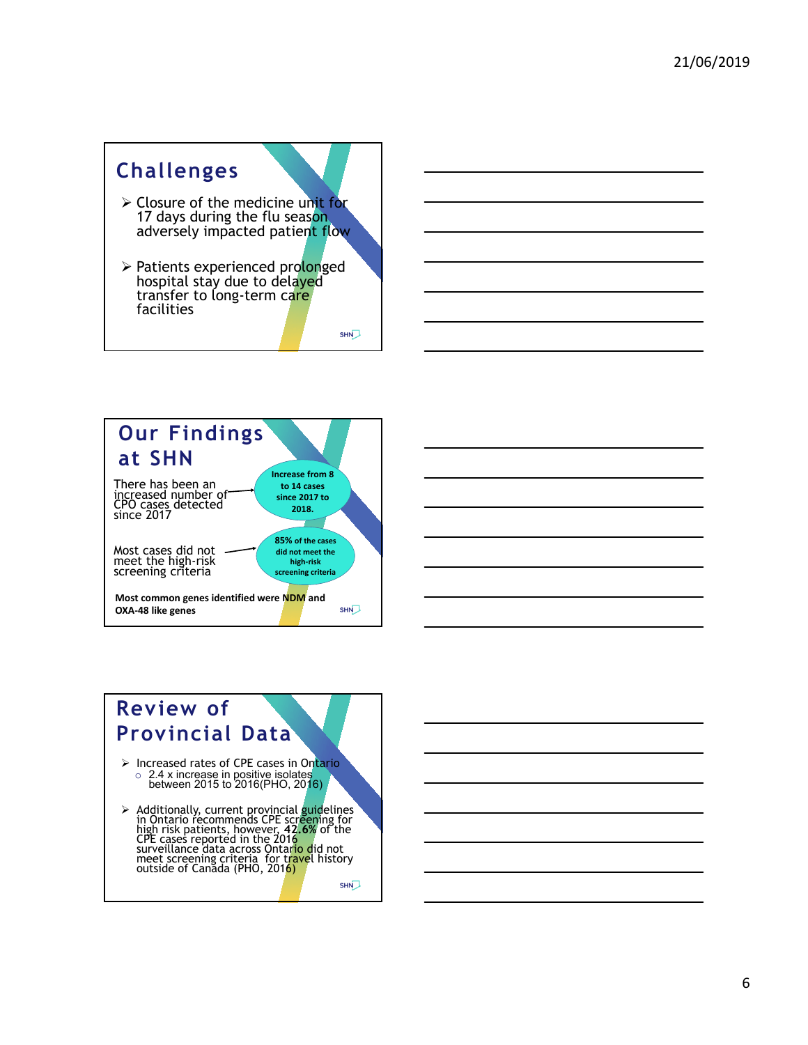## Challenges

- Closure of the medicine unit for 17 days during the flu season adversely impacted patient flow
- Patients experienced prolonged hospital stay due to delayed transfer to long-term care facilities

## Our Findings at SHN

There has been an increased number of CPO cases detected since 2017 → **Increase from 8 to 14 cases since 2017 to 2018.**

Most cases did not meet the high-risk screening criteria → **85% of the cases did not meet the high-risk screening criteria**

**Most common genes identified were NDM and OXA-48 like genes**

## Review of Provincial Data

- Increased rates of CPE cases in Ontario
  - 2.4 x increase in positive isolates between 2015 to 2016(PHO, 2016)
- Additionally, current provincial guidelines in Ontario recommends CPE screening for high risk patients, however, **42.6%** of the CPE cases reported in the 2016 surveillance data across Ontario did not meet screening criteria for travel history outside of Canada (PHO, 2016)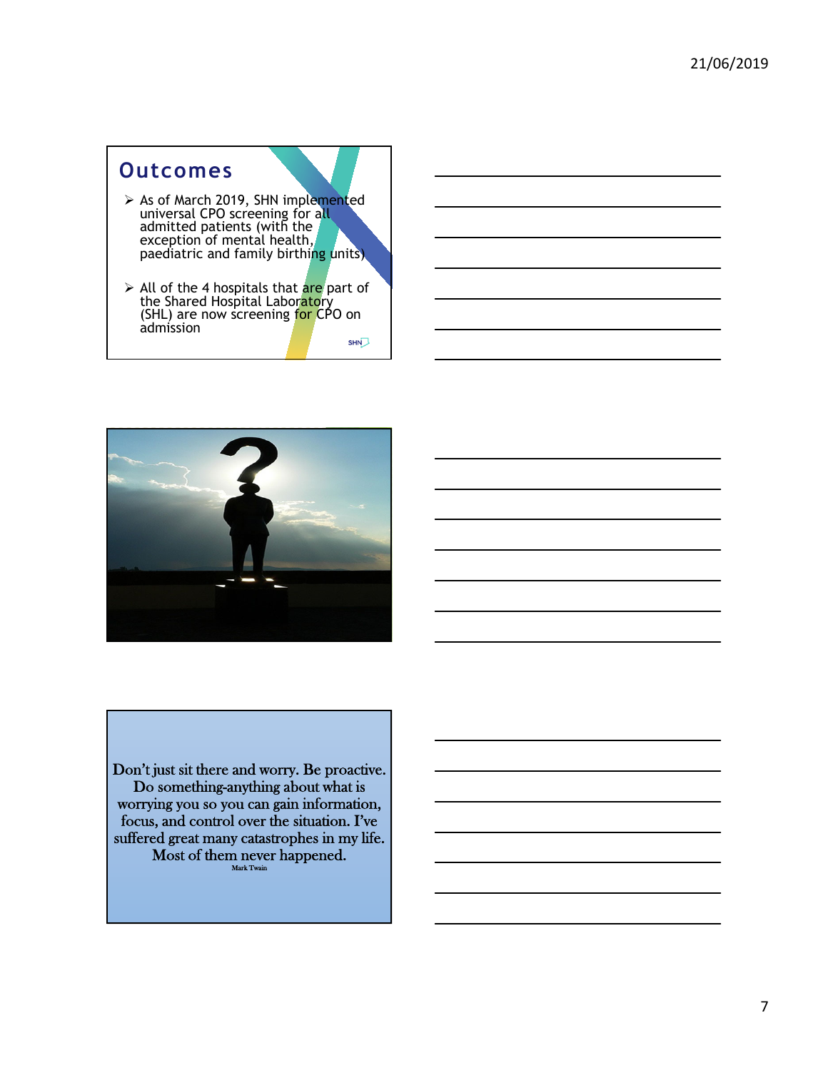## Outcomes

- As of March 2019, SHN implemented universal CPO screening for all admitted patients (with the exception of mental health, paediatric and family birthing units)
- All of the 4 hospitals that are part of the Shared Hospital Laboratory (SHL) are now screening for CPO on admission

SHN

Don't just sit there and worry. Be proactive. Do something-anything about what is worrying you so you can gain information, focus, and control over the situation. I've suffered great many catastrophes in my life. Most of them never happened.

Mark Twain